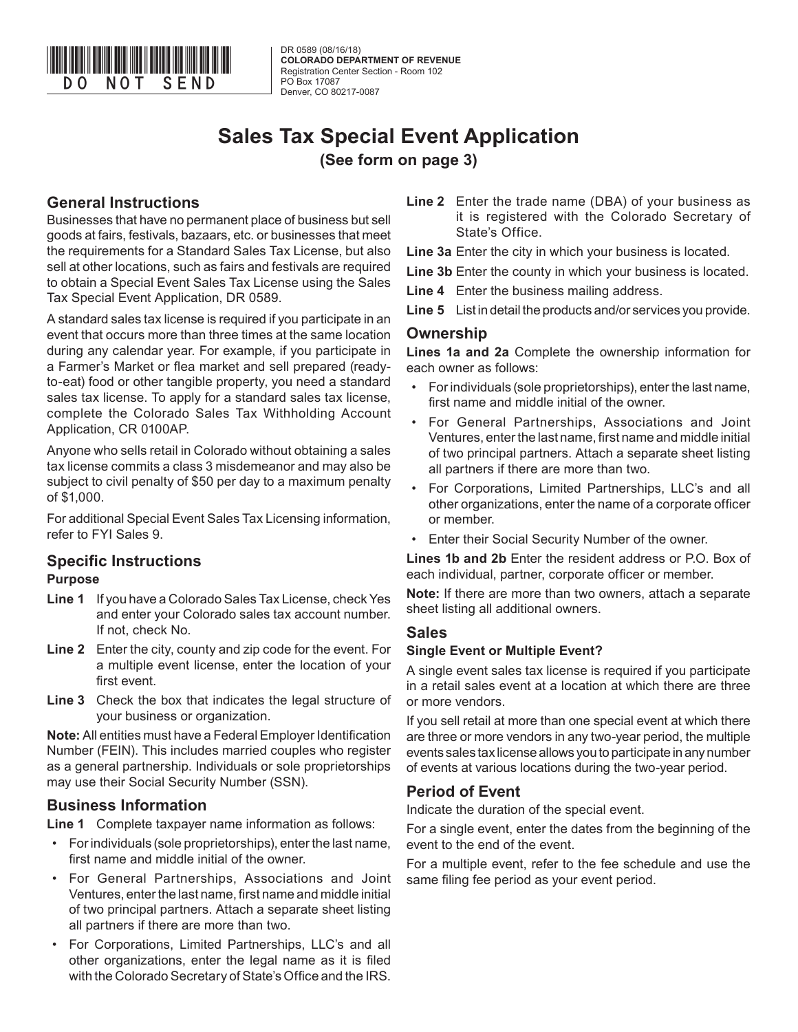DO NOT SEND

DR 0589 (08/16/18)
**COLORADO DEPARTMENT OF REVENUE**
Registration Center Section - Room 102
PO Box 17087
Denver, CO 80217-0087

# Sales Tax Special Event Application

**(See form on page 3)**

## General Instructions

Businesses that have no permanent place of business but sell goods at fairs, festivals, bazaars, etc. or businesses that meet the requirements for a Standard Sales Tax License, but also sell at other locations, such as fairs and festivals are required to obtain a Special Event Sales Tax License using the Sales Tax Special Event Application, DR 0589.

A standard sales tax license is required if you participate in an event that occurs more than three times at the same location during any calendar year. For example, if you participate in a Farmer's Market or flea market and sell prepared (ready-to-eat) food or other tangible property, you need a standard sales tax license. To apply for a standard sales tax license, complete the Colorado Sales Tax Withholding Account Application, CR 0100AP.

Anyone who sells retail in Colorado without obtaining a sales tax license commits a class 3 misdemeanor and may also be subject to civil penalty of $50 per day to a maximum penalty of $1,000.

For additional Special Event Sales Tax Licensing information, refer to FYI Sales 9.

## Specific Instructions

### Purpose

**Line 1** If you have a Colorado Sales Tax License, check Yes and enter your Colorado sales tax account number. If not, check No.

**Line 2** Enter the city, county and zip code for the event. For a multiple event license, enter the location of your first event.

**Line 3** Check the box that indicates the legal structure of your business or organization.

**Note:** All entities must have a Federal Employer Identification Number (FEIN). This includes married couples who register as a general partnership. Individuals or sole proprietorships may use their Social Security Number (SSN).

## Business Information

**Line 1** Complete taxpayer name information as follows:

- For individuals (sole proprietorships), enter the last name, first name and middle initial of the owner.
- For General Partnerships, Associations and Joint Ventures, enter the last name, first name and middle initial of two principal partners. Attach a separate sheet listing all partners if there are more than two.
- For Corporations, Limited Partnerships, LLC's and all other organizations, enter the legal name as it is filed with the Colorado Secretary of State's Office and the IRS.

**Line 2** Enter the trade name (DBA) of your business as it is registered with the Colorado Secretary of State's Office.

**Line 3a** Enter the city in which your business is located.

**Line 3b** Enter the county in which your business is located.

**Line 4** Enter the business mailing address.

**Line 5** List in detail the products and/or services you provide.

## Ownership

**Lines 1a and 2a** Complete the ownership information for each owner as follows:

- For individuals (sole proprietorships), enter the last name, first name and middle initial of the owner.
- For General Partnerships, Associations and Joint Ventures, enter the last name, first name and middle initial of two principal partners. Attach a separate sheet listing all partners if there are more than two.
- For Corporations, Limited Partnerships, LLC's and all other organizations, enter the name of a corporate officer or member.
- Enter their Social Security Number of the owner.

**Lines 1b and 2b** Enter the resident address or P.O. Box of each individual, partner, corporate officer or member.

**Note:** If there are more than two owners, attach a separate sheet listing all additional owners.

## Sales

### Single Event or Multiple Event?

A single event sales tax license is required if you participate in a retail sales event at a location at which there are three or more vendors.

If you sell retail at more than one special event at which there are three or more vendors in any two-year period, the multiple events sales tax license allows you to participate in any number of events at various locations during the two-year period.

## Period of Event

Indicate the duration of the special event.

For a single event, enter the dates from the beginning of the event to the end of the event.

For a multiple event, refer to the fee schedule and use the same filing fee period as your event period.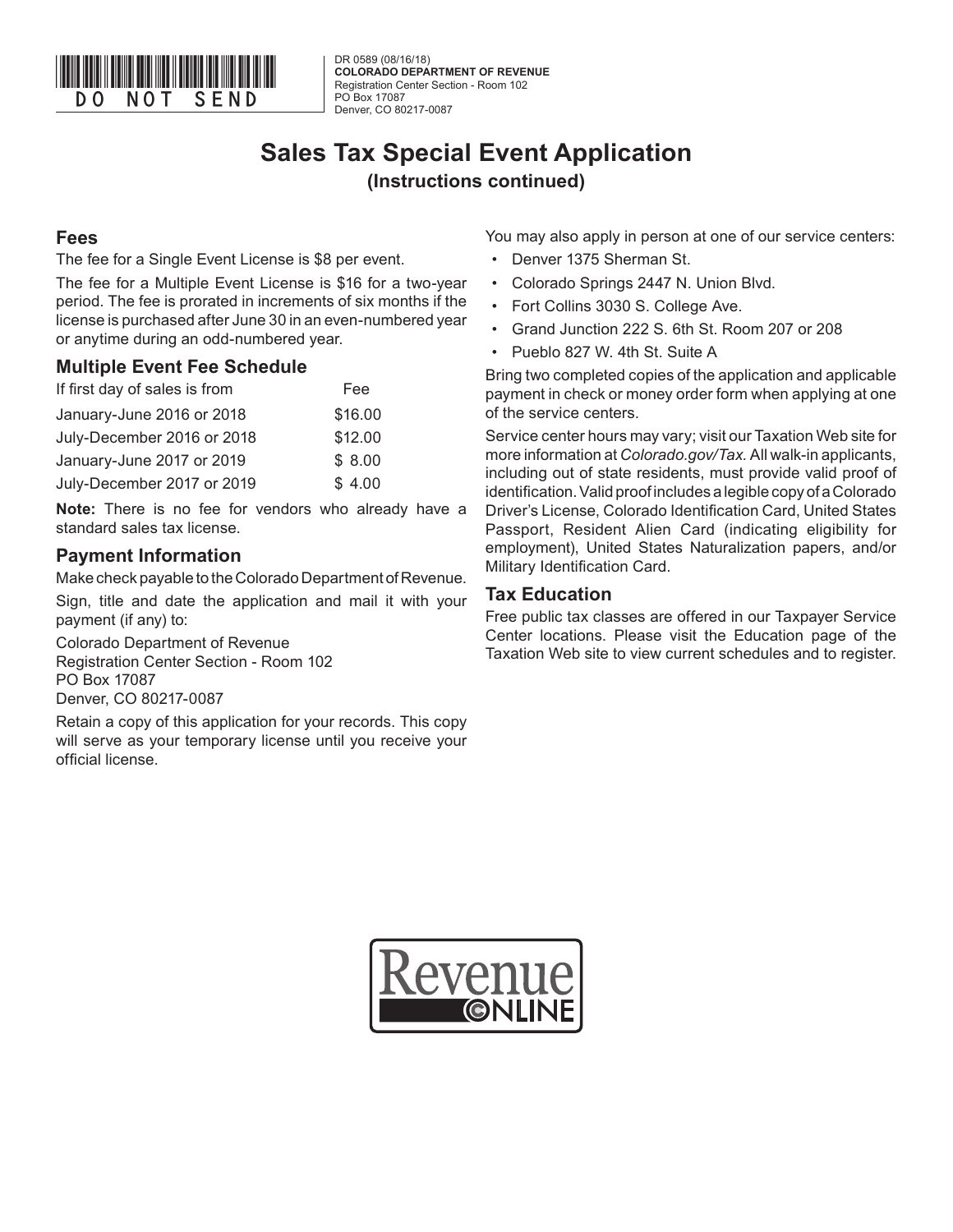DO NOT SEND

DR 0589 (08/16/18)
**COLORADO DEPARTMENT OF REVENUE**
Registration Center Section - Room 102
PO Box 17087
Denver, CO 80217-0087

# Sales Tax Special Event Application

## (Instructions continued)

### Fees

The fee for a Single Event License is $8 per event.

The fee for a Multiple Event License is $16 for a two-year period. The fee is prorated in increments of six months if the license is purchased after June 30 in an even-numbered year or anytime during an odd-numbered year.

### Multiple Event Fee Schedule

| If first day of sales is from | Fee |
|---|---|
| January-June 2016 or 2018 | $16.00 |
| July-December 2016 or 2018 | $12.00 |
| January-June 2017 or 2019 | $ 8.00 |
| July-December 2017 or 2019 | $ 4.00 |

**Note:** There is no fee for vendors who already have a standard sales tax license.

### Payment Information

Make check payable to the Colorado Department of Revenue.

Sign, title and date the application and mail it with your payment (if any) to:

Colorado Department of Revenue
Registration Center Section - Room 102
PO Box 17087
Denver, CO 80217-0087

Retain a copy of this application for your records. This copy will serve as your temporary license until you receive your official license.

You may also apply in person at one of our service centers:

- Denver 1375 Sherman St.
- Colorado Springs 2447 N. Union Blvd.
- Fort Collins 3030 S. College Ave.
- Grand Junction 222 S. 6th St. Room 207 or 208
- Pueblo 827 W. 4th St. Suite A

Bring two completed copies of the application and applicable payment in check or money order form when applying at one of the service centers.

Service center hours may vary; visit our Taxation Web site for more information at *Colorado.gov/Tax.* All walk-in applicants, including out of state residents, must provide valid proof of identification. Valid proof includes a legible copy of a Colorado Driver's License, Colorado Identification Card, United States Passport, Resident Alien Card (indicating eligibility for employment), United States Naturalization papers, and/or Military Identification Card.

### Tax Education

Free public tax classes are offered in our Taxpayer Service Center locations. Please visit the Education page of the Taxation Web site to view current schedules and to register.

Revenue ONLINE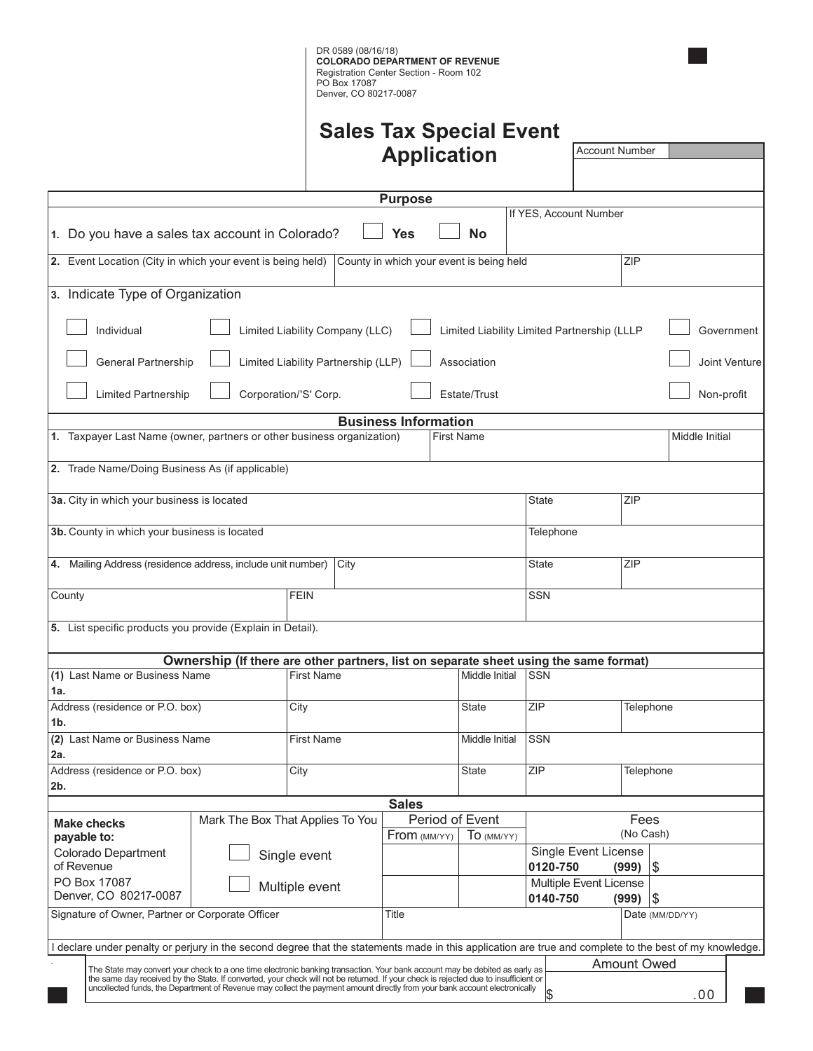DR 0589 (08/16/18)
**COLORADO DEPARTMENT OF REVENUE**
Registration Center Section - Room 102
PO Box 17087
Denver, CO 80217-0087

# Sales Tax Special Event Application

| Account Number | |
|---|---|
| | |

## Purpose

| | | | |
|---|---|---|---|
| **1.** Do you have a sales tax account in Colorado? ☐ **Yes** ☐ **No** | | If YES, Account Number | |
| **2.** Event Location (City in which your event is being held) | County in which your event is being held | | ZIP |

**3.** Indicate Type of Organization

| | | | |
|---|---|---|---|
| ☐ Individual | ☐ Limited Liability Company (LLC) | ☐ Limited Liability Limited Partnership (LLLP | ☐ Government |
| ☐ General Partnership | ☐ Limited Liability Partnership (LLP) | ☐ Association | ☐ Joint Venture |
| ☐ Limited Partnership | ☐ Corporation/'S' Corp. | ☐ Estate/Trust | ☐ Non-profit |

## Business Information

| | | | | |
|---|---|---|---|---|
| **1.** Taxpayer Last Name (owner, partners or other business organization) | | First Name | | Middle Initial |
| **2.** Trade Name/Doing Business As (if applicable) | | | | |
| **3a.** City in which your business is located | | | State | ZIP |
| **3b.** County in which your business is located | | | Telephone | |
| **4.** Mailing Address (residence address, include unit number) | | City | State | ZIP |
| County | FEIN | | SSN | |
| **5.** List specific products you provide (Explain in Detail). | | | | |

## Ownership (If there are other partners, list on separate sheet using the same format)

| | | | | | |
|---|---|---|---|---|---|
| **(1)** Last Name or Business Name **1a.** | First Name | | Middle Initial | SSN | |
| Address (residence or P.O. box) **1b.** | City | | State | ZIP | Telephone |
| **(2)** Last Name or Business Name **2a.** | First Name | | Middle Initial | SSN | |
| Address (residence or P.O. box) **2b.** | City | | State | ZIP | Telephone |

## Sales

| Make checks payable to: | Mark The Box That Applies To You | Period of Event From (MM/YY) | Period of Event To (MM/YY) | Fees (No Cash) |
|---|---|---|---|---|
| Colorado Department of Revenue | ☐ Single event | | | Single Event License 0120-750 (999) $ |
| PO Box 17087 Denver, CO 80217-0087 | ☐ Multiple event | | | Multiple Event License 0140-750 (999) $ |

| | | |
|---|---|---|
| Signature of Owner, Partner or Corporate Officer | Title | Date (MM/DD/YY) |

I declare under penalty or perjury in the second degree that the statements made in this application are true and complete to the best of my knowledge.

The State may convert your check to a one time electronic banking transaction. Your bank account may be debited as early as the same day received by the State. If converted, your check will not be returned. If your check is rejected due to insufficient or uncollected funds, the Department of Revenue may collect the payment amount directly from your bank account electronically

Amount Owed
$ .00